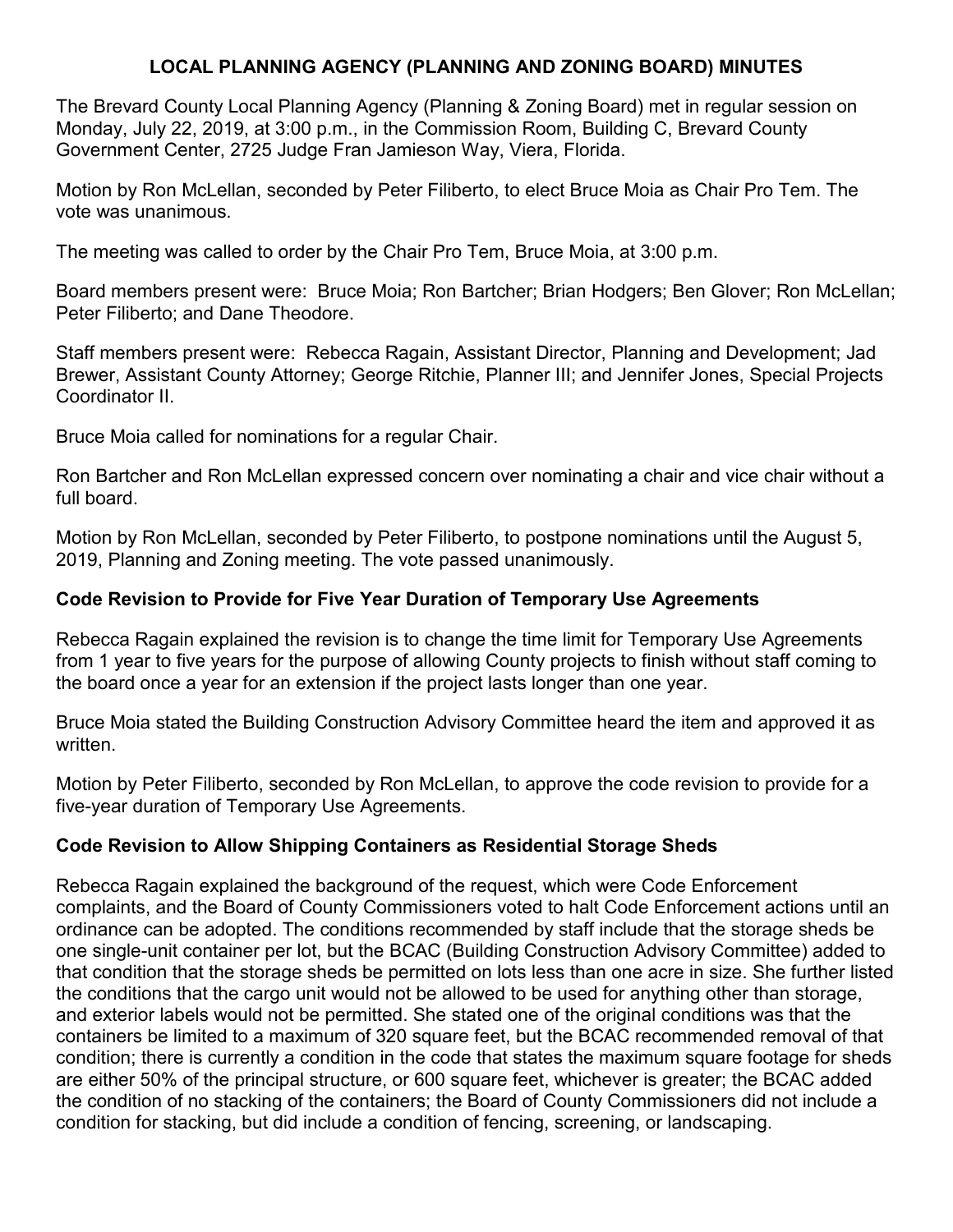# LOCAL PLANNING AGENCY (PLANNING AND ZONING BOARD) MINUTES

The Brevard County Local Planning Agency (Planning & Zoning Board) met in regular session on Monday, July 22, 2019, at 3:00 p.m., in the Commission Room, Building C, Brevard County Government Center, 2725 Judge Fran Jamieson Way, Viera, Florida.

Motion by Ron McLellan, seconded by Peter Filiberto, to elect Bruce Moia as Chair Pro Tem. The vote was unanimous.

The meeting was called to order by the Chair Pro Tem, Bruce Moia, at 3:00 p.m.

Board members present were: Bruce Moia; Ron Bartcher; Brian Hodgers; Ben Glover; Ron McLellan; Peter Filiberto; and Dane Theodore.

Staff members present were: Rebecca Ragain, Assistant Director, Planning and Development; Jad Brewer, Assistant County Attorney; George Ritchie, Planner III; and Jennifer Jones, Special Projects Coordinator II.

Bruce Moia called for nominations for a regular Chair.

Ron Bartcher and Ron McLellan expressed concern over nominating a chair and vice chair without a full board.

Motion by Ron McLellan, seconded by Peter Filiberto, to postpone nominations until the August 5, 2019, Planning and Zoning meeting. The vote passed unanimously.

**Code Revision to Provide for Five Year Duration of Temporary Use Agreements**

Rebecca Ragain explained the revision is to change the time limit for Temporary Use Agreements from 1 year to five years for the purpose of allowing County projects to finish without staff coming to the board once a year for an extension if the project lasts longer than one year.

Bruce Moia stated the Building Construction Advisory Committee heard the item and approved it as written.

Motion by Peter Filiberto, seconded by Ron McLellan, to approve the code revision to provide for a five-year duration of Temporary Use Agreements.

**Code Revision to Allow Shipping Containers as Residential Storage Sheds**

Rebecca Ragain explained the background of the request, which were Code Enforcement complaints, and the Board of County Commissioners voted to halt Code Enforcement actions until an ordinance can be adopted. The conditions recommended by staff include that the storage sheds be one single-unit container per lot, but the BCAC (Building Construction Advisory Committee) added to that condition that the storage sheds be permitted on lots less than one acre in size. She further listed the conditions that the cargo unit would not be allowed to be used for anything other than storage, and exterior labels would not be permitted. She stated one of the original conditions was that the containers be limited to a maximum of 320 square feet, but the BCAC recommended removal of that condition; there is currently a condition in the code that states the maximum square footage for sheds are either 50% of the principal structure, or 600 square feet, whichever is greater; the BCAC added the condition of no stacking of the containers; the Board of County Commissioners did not include a condition for stacking, but did include a condition of fencing, screening, or landscaping.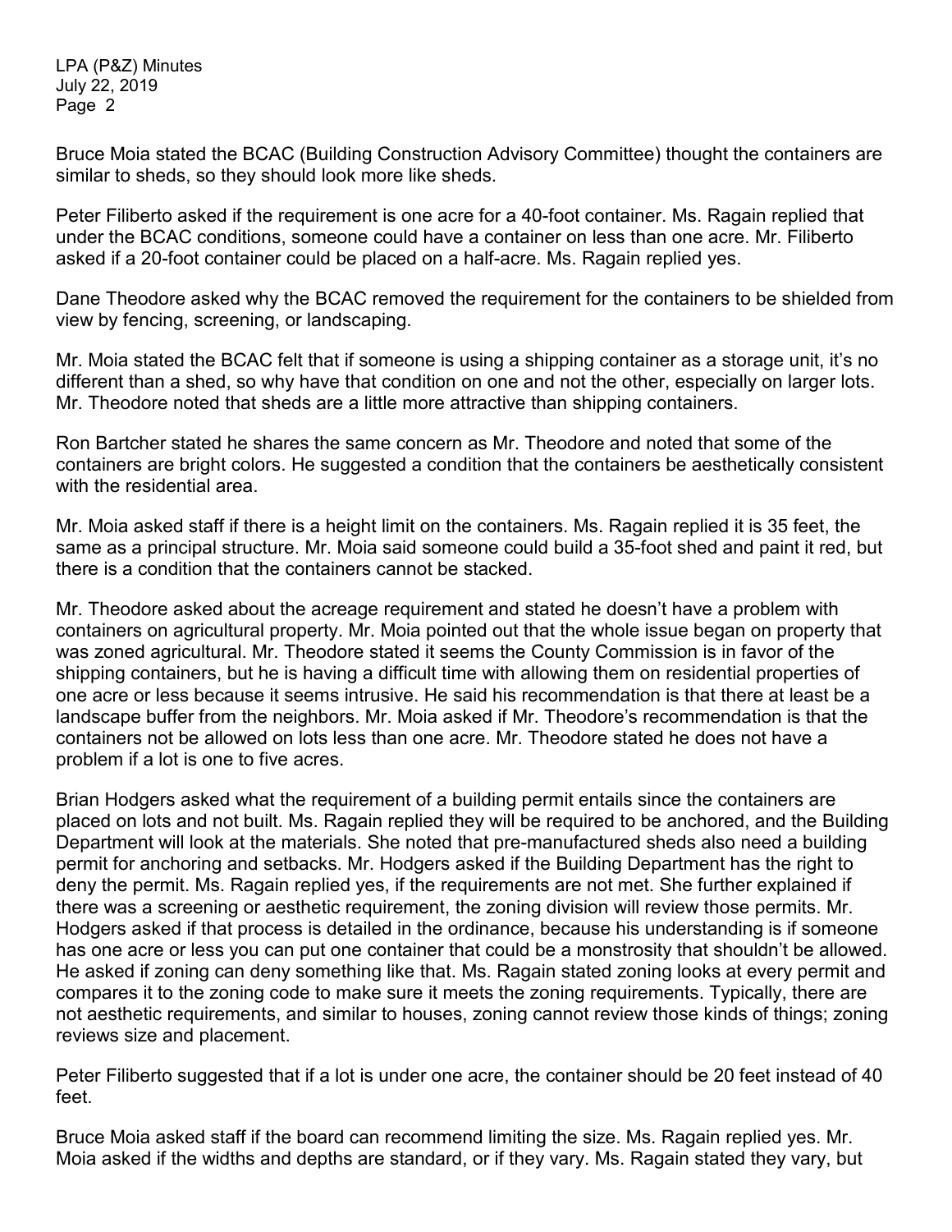Bruce Moia stated the BCAC (Building Construction Advisory Committee) thought the containers are similar to sheds, so they should look more like sheds.

Peter Filiberto asked if the requirement is one acre for a 40-foot container. Ms. Ragain replied that under the BCAC conditions, someone could have a container on less than one acre. Mr. Filiberto asked if a 20-foot container could be placed on a half-acre. Ms. Ragain replied yes.

Dane Theodore asked why the BCAC removed the requirement for the containers to be shielded from view by fencing, screening, or landscaping.

Mr. Moia stated the BCAC felt that if someone is using a shipping container as a storage unit, it's no different than a shed, so why have that condition on one and not the other, especially on larger lots. Mr. Theodore noted that sheds are a little more attractive than shipping containers.

Ron Bartcher stated he shares the same concern as Mr. Theodore and noted that some of the containers are bright colors. He suggested a condition that the containers be aesthetically consistent with the residential area.

Mr. Moia asked staff if there is a height limit on the containers. Ms. Ragain replied it is 35 feet, the same as a principal structure. Mr. Moia said someone could build a 35-foot shed and paint it red, but there is a condition that the containers cannot be stacked.

Mr. Theodore asked about the acreage requirement and stated he doesn't have a problem with containers on agricultural property. Mr. Moia pointed out that the whole issue began on property that was zoned agricultural. Mr. Theodore stated it seems the County Commission is in favor of the shipping containers, but he is having a difficult time with allowing them on residential properties of one acre or less because it seems intrusive. He said his recommendation is that there at least be a landscape buffer from the neighbors. Mr. Moia asked if Mr. Theodore's recommendation is that the containers not be allowed on lots less than one acre. Mr. Theodore stated he does not have a problem if a lot is one to five acres.

Brian Hodgers asked what the requirement of a building permit entails since the containers are placed on lots and not built. Ms. Ragain replied they will be required to be anchored, and the Building Department will look at the materials. She noted that pre-manufactured sheds also need a building permit for anchoring and setbacks. Mr. Hodgers asked if the Building Department has the right to deny the permit. Ms. Ragain replied yes, if the requirements are not met. She further explained if there was a screening or aesthetic requirement, the zoning division will review those permits. Mr. Hodgers asked if that process is detailed in the ordinance, because his understanding is if someone has one acre or less you can put one container that could be a monstrosity that shouldn't be allowed. He asked if zoning can deny something like that. Ms. Ragain stated zoning looks at every permit and compares it to the zoning code to make sure it meets the zoning requirements. Typically, there are not aesthetic requirements, and similar to houses, zoning cannot review those kinds of things; zoning reviews size and placement.

Peter Filiberto suggested that if a lot is under one acre, the container should be 20 feet instead of 40 feet.

Bruce Moia asked staff if the board can recommend limiting the size. Ms. Ragain replied yes. Mr. Moia asked if the widths and depths are standard, or if they vary. Ms. Ragain stated they vary, but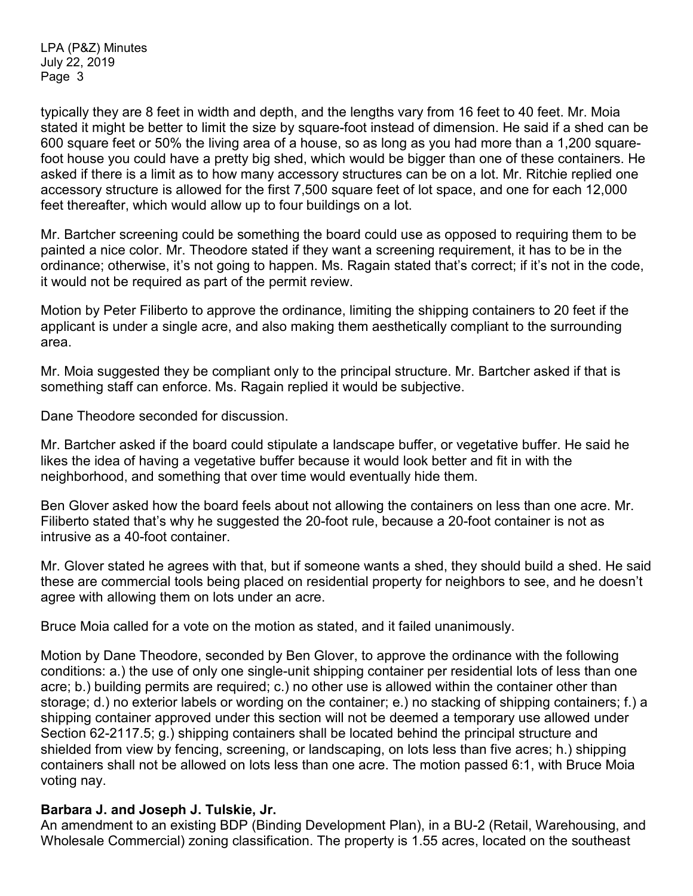typically they are 8 feet in width and depth, and the lengths vary from 16 feet to 40 feet. Mr. Moia stated it might be better to limit the size by square-foot instead of dimension. He said if a shed can be 600 square feet or 50% the living area of a house, so as long as you had more than a 1,200 square-foot house you could have a pretty big shed, which would be bigger than one of these containers. He asked if there is a limit as to how many accessory structures can be on a lot. Mr. Ritchie replied one accessory structure is allowed for the first 7,500 square feet of lot space, and one for each 12,000 feet thereafter, which would allow up to four buildings on a lot.

Mr. Bartcher screening could be something the board could use as opposed to requiring them to be painted a nice color. Mr. Theodore stated if they want a screening requirement, it has to be in the ordinance; otherwise, it's not going to happen. Ms. Ragain stated that's correct; if it's not in the code, it would not be required as part of the permit review.

Motion by Peter Filiberto to approve the ordinance, limiting the shipping containers to 20 feet if the applicant is under a single acre, and also making them aesthetically compliant to the surrounding area.

Mr. Moia suggested they be compliant only to the principal structure. Mr. Bartcher asked if that is something staff can enforce. Ms. Ragain replied it would be subjective.

Dane Theodore seconded for discussion.

Mr. Bartcher asked if the board could stipulate a landscape buffer, or vegetative buffer. He said he likes the idea of having a vegetative buffer because it would look better and fit in with the neighborhood, and something that over time would eventually hide them.

Ben Glover asked how the board feels about not allowing the containers on less than one acre. Mr. Filiberto stated that's why he suggested the 20-foot rule, because a 20-foot container is not as intrusive as a 40-foot container.

Mr. Glover stated he agrees with that, but if someone wants a shed, they should build a shed. He said these are commercial tools being placed on residential property for neighbors to see, and he doesn't agree with allowing them on lots under an acre.

Bruce Moia called for a vote on the motion as stated, and it failed unanimously.

Motion by Dane Theodore, seconded by Ben Glover, to approve the ordinance with the following conditions: a.) the use of only one single-unit shipping container per residential lots of less than one acre; b.) building permits are required; c.) no other use is allowed within the container other than storage; d.) no exterior labels or wording on the container; e.) no stacking of shipping containers; f.) a shipping container approved under this section will not be deemed a temporary use allowed under Section 62-2117.5; g.) shipping containers shall be located behind the principal structure and shielded from view by fencing, screening, or landscaping, on lots less than five acres; h.) shipping containers shall not be allowed on lots less than one acre. The motion passed 6:1, with Bruce Moia voting nay.

**Barbara J. and Joseph J. Tulskie, Jr.**

An amendment to an existing BDP (Binding Development Plan), in a BU-2 (Retail, Warehousing, and Wholesale Commercial) zoning classification. The property is 1.55 acres, located on the southeast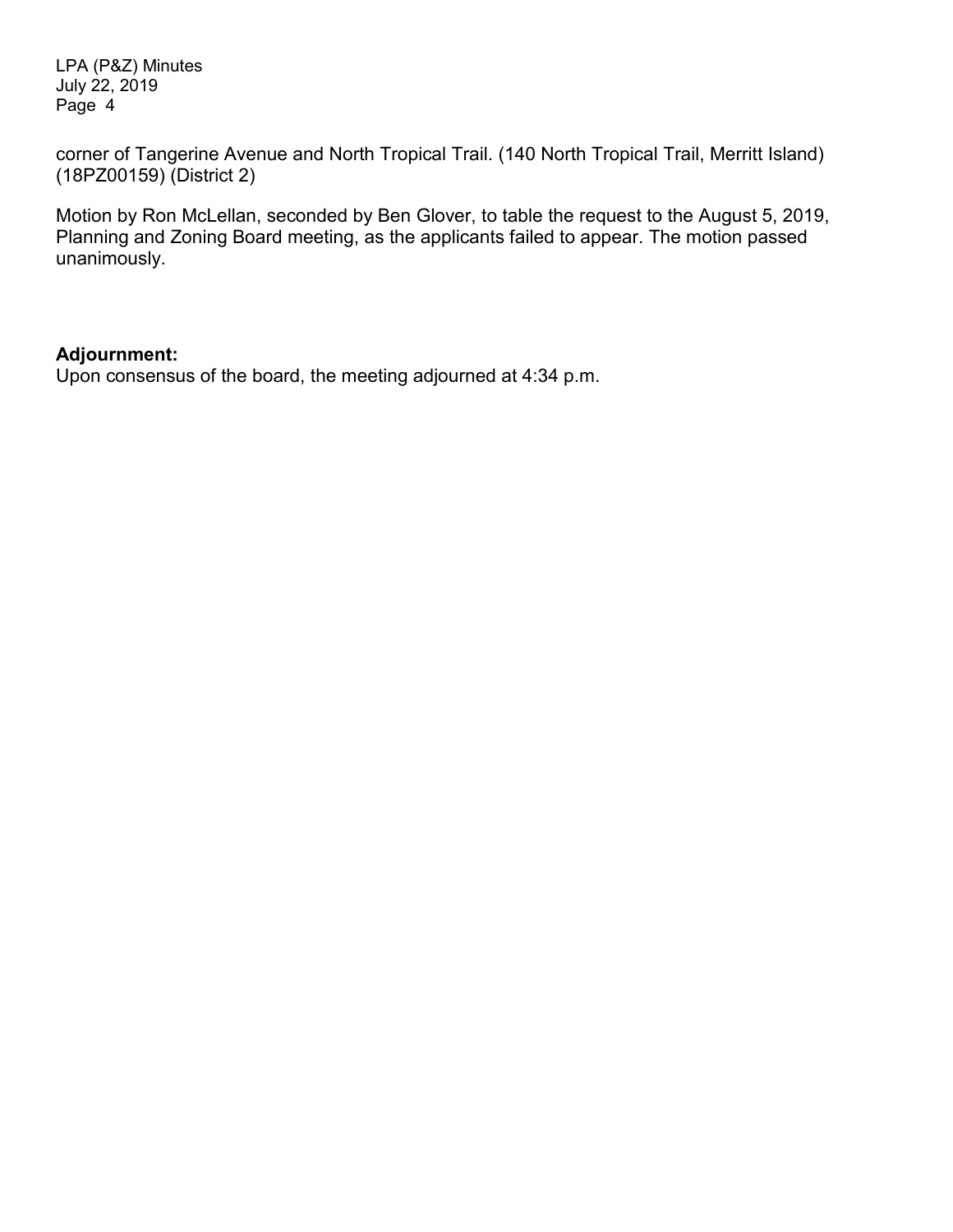corner of Tangerine Avenue and North Tropical Trail. (140 North Tropical Trail, Merritt Island) (18PZ00159) (District 2)

Motion by Ron McLellan, seconded by Ben Glover, to table the request to the August 5, 2019, Planning and Zoning Board meeting, as the applicants failed to appear. The motion passed unanimously.

**Adjournment:**

Upon consensus of the board, the meeting adjourned at 4:34 p.m.